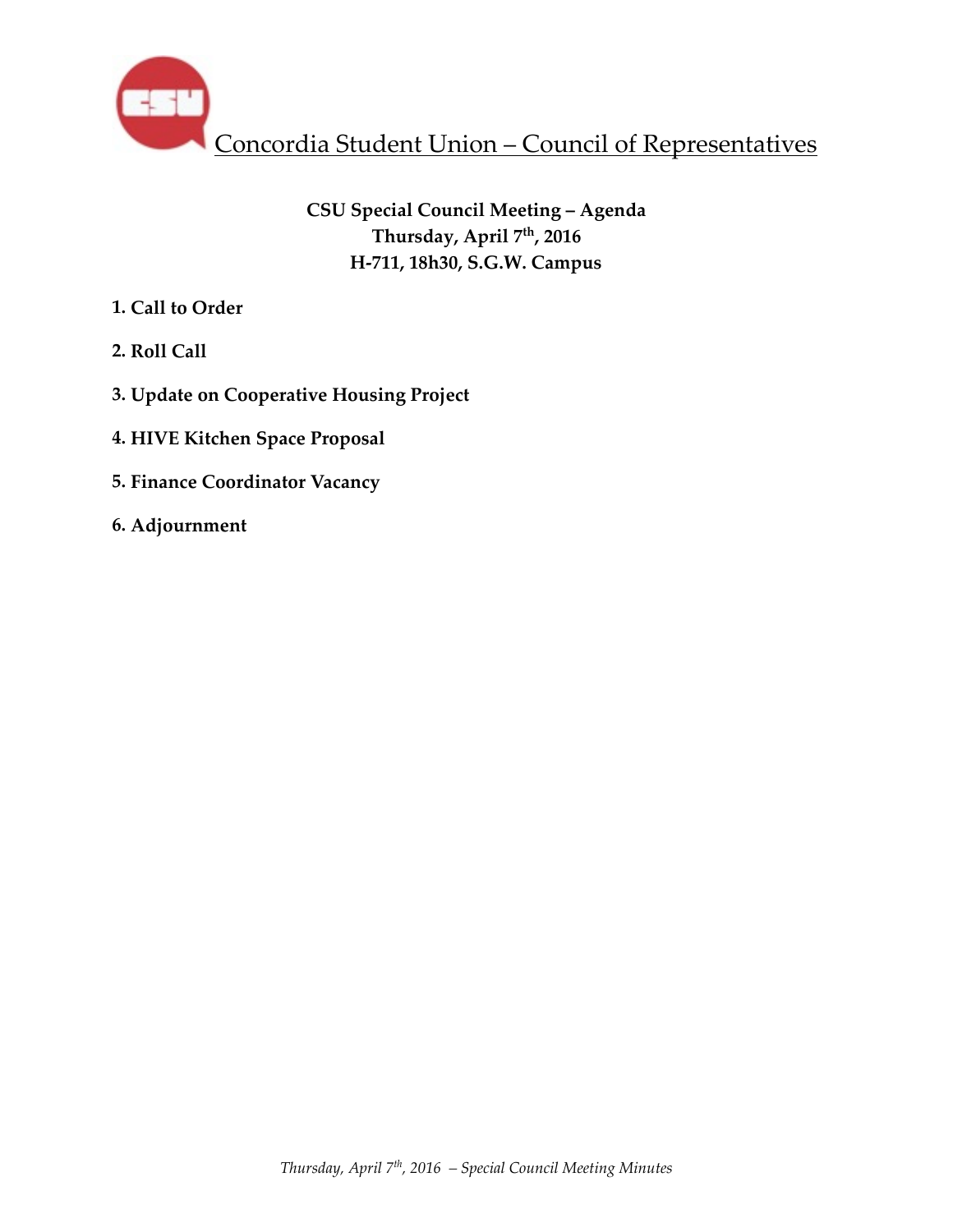# Concordia Student Union – Council of Representatives

**CSU Special Council Meeting – Agenda**
**Thursday, April 7th, 2016**
**H-711, 18h30, S.G.W. Campus**

1. **Call to Order**
2. **Roll Call**
3. **Update on Cooperative Housing Project**
4. **HIVE Kitchen Space Proposal**
5. **Finance Coordinator Vacancy**
6. **Adjournment**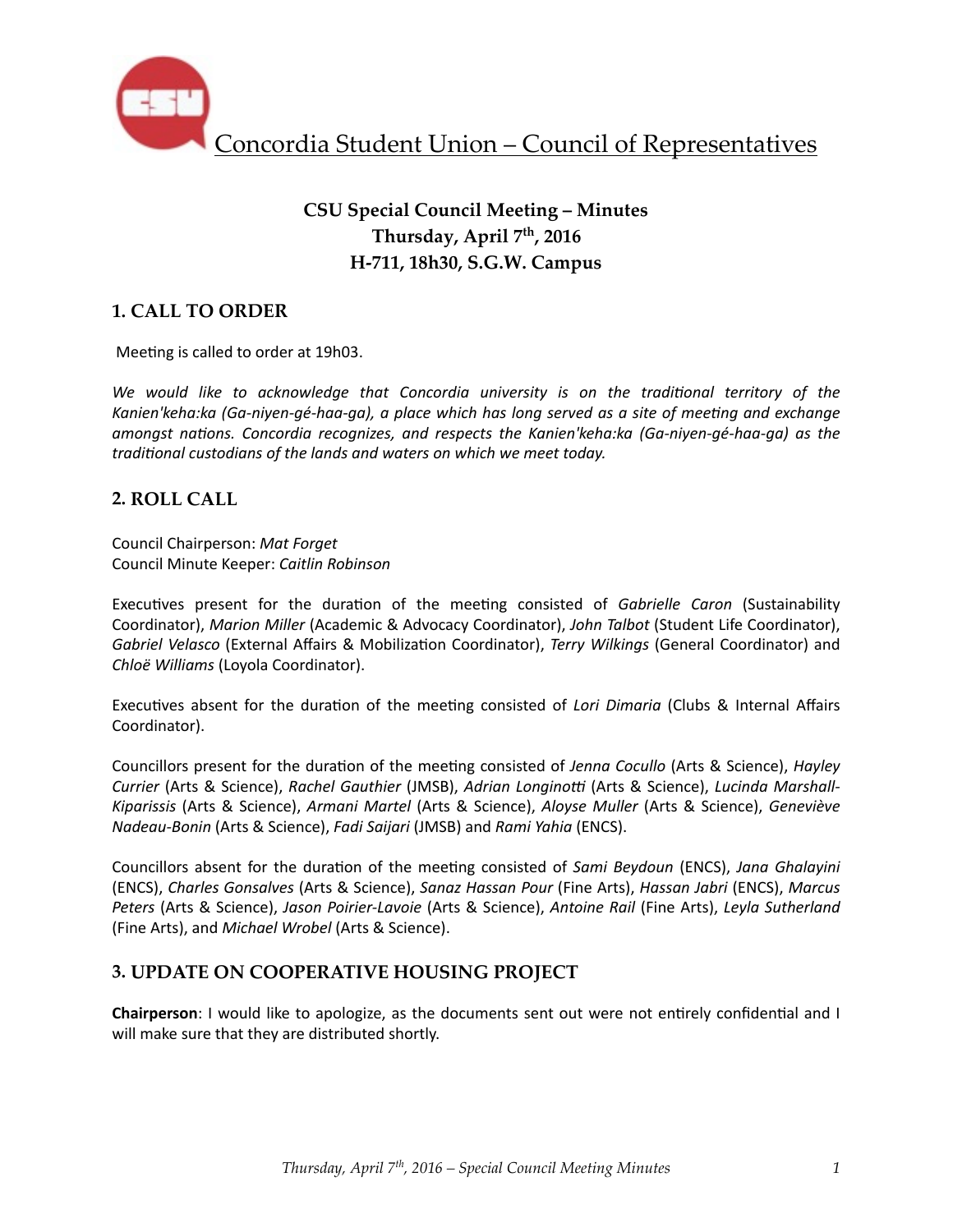Concordia Student Union – Council of Representatives

## CSU Special Council Meeting – Minutes
### Thursday, April 7th, 2016
### H-711, 18h30, S.G.W. Campus

## 1. CALL TO ORDER

Meeting is called to order at 19h03.

*We would like to acknowledge that Concordia university is on the traditional territory of the Kanien'keha:ka (Ga-niyen-gé-haa-ga), a place which has long served as a site of meeting and exchange amongst nations. Concordia recognizes, and respects the Kanien'keha:ka (Ga-niyen-gé-haa-ga) as the traditional custodians of the lands and waters on which we meet today.*

## 2. ROLL CALL

Council Chairperson: *Mat Forget*
Council Minute Keeper: *Caitlin Robinson*

Executives present for the duration of the meeting consisted of *Gabrielle Caron* (Sustainability Coordinator), *Marion Miller* (Academic & Advocacy Coordinator), *John Talbot* (Student Life Coordinator), *Gabriel Velasco* (External Affairs & Mobilization Coordinator), *Terry Wilkings* (General Coordinator) and *Chloë Williams* (Loyola Coordinator).

Executives absent for the duration of the meeting consisted of *Lori Dimaria* (Clubs & Internal Affairs Coordinator).

Councillors present for the duration of the meeting consisted of *Jenna Cocullo* (Arts & Science), *Hayley Currier* (Arts & Science), *Rachel Gauthier* (JMSB), *Adrian Longinotti* (Arts & Science), *Lucinda Marshall-Kiparissis* (Arts & Science), *Armani Martel* (Arts & Science), *Aloyse Muller* (Arts & Science), *Geneviève Nadeau-Bonin* (Arts & Science), *Fadi Saijari* (JMSB) and *Rami Yahia* (ENCS).

Councillors absent for the duration of the meeting consisted of *Sami Beydoun* (ENCS), *Jana Ghalayini* (ENCS), *Charles Gonsalves* (Arts & Science), *Sanaz Hassan Pour* (Fine Arts), *Hassan Jabri* (ENCS), *Marcus Peters* (Arts & Science), *Jason Poirier-Lavoie* (Arts & Science), *Antoine Rail* (Fine Arts), *Leyla Sutherland* (Fine Arts), and *Michael Wrobel* (Arts & Science).

## 3. UPDATE ON COOPERATIVE HOUSING PROJECT

**Chairperson**: I would like to apologize, as the documents sent out were not entirely confidential and I will make sure that they are distributed shortly.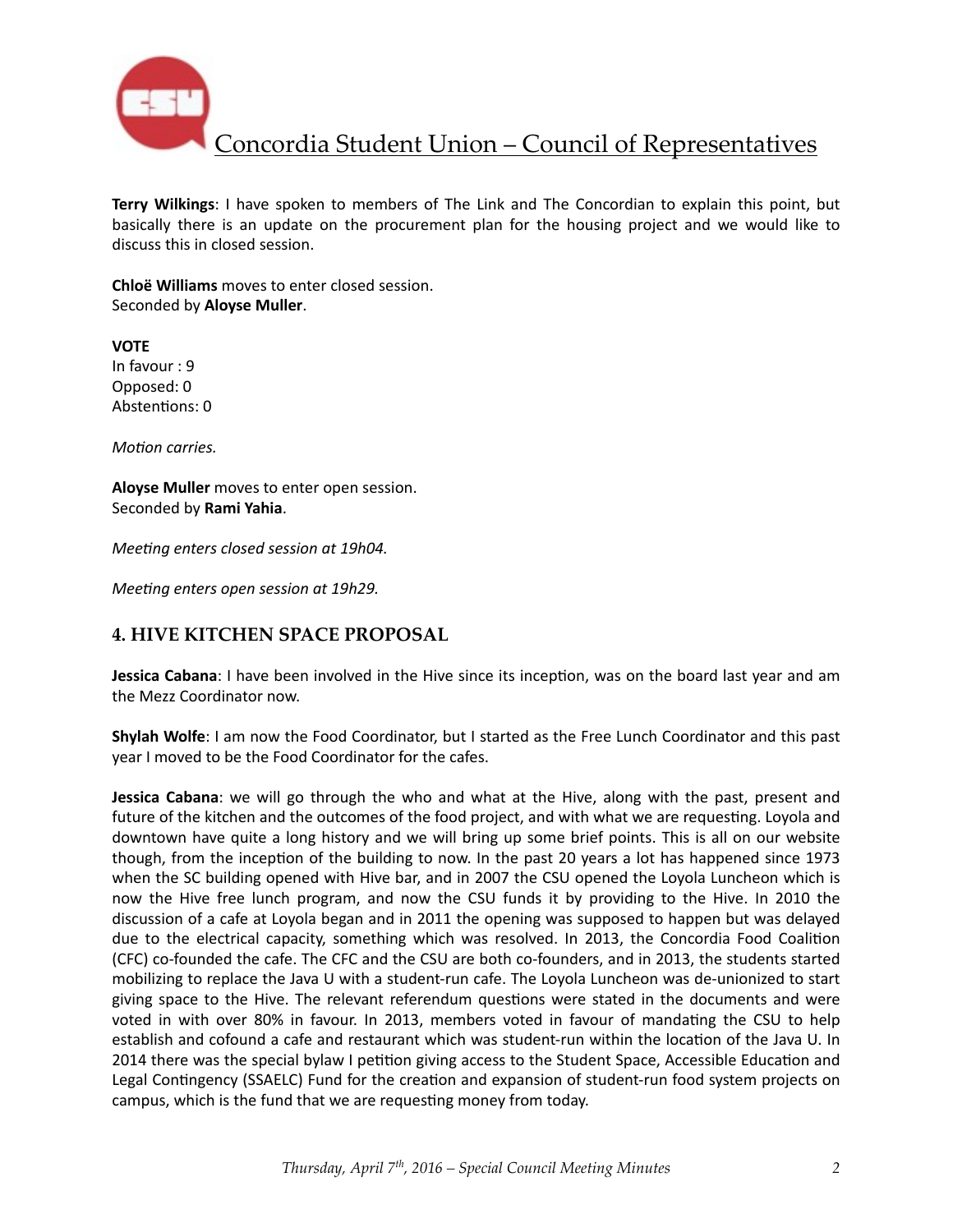**Terry Wilkings**: I have spoken to members of The Link and The Concordian to explain this point, but basically there is an update on the procurement plan for the housing project and we would like to discuss this in closed session.

**Chloë Williams** moves to enter closed session.
Seconded by **Aloyse Muller**.

**VOTE**
In favour : 9
Opposed: 0
Abstentions: 0

*Motion carries.*

**Aloyse Muller** moves to enter open session.
Seconded by **Rami Yahia**.

*Meeting enters closed session at 19h04.*

*Meeting enters open session at 19h29.*

## 4. HIVE KITCHEN SPACE PROPOSAL

**Jessica Cabana**: I have been involved in the Hive since its inception, was on the board last year and am the Mezz Coordinator now.

**Shylah Wolfe**: I am now the Food Coordinator, but I started as the Free Lunch Coordinator and this past year I moved to be the Food Coordinator for the cafes.

**Jessica Cabana**: we will go through the who and what at the Hive, along with the past, present and future of the kitchen and the outcomes of the food project, and with what we are requesting. Loyola and downtown have quite a long history and we will bring up some brief points. This is all on our website though, from the inception of the building to now. In the past 20 years a lot has happened since 1973 when the SC building opened with Hive bar, and in 2007 the CSU opened the Loyola Luncheon which is now the Hive free lunch program, and now the CSU funds it by providing to the Hive. In 2010 the discussion of a cafe at Loyola began and in 2011 the opening was supposed to happen but was delayed due to the electrical capacity, something which was resolved. In 2013, the Concordia Food Coalition (CFC) co-founded the cafe. The CFC and the CSU are both co-founders, and in 2013, the students started mobilizing to replace the Java U with a student-run cafe. The Loyola Luncheon was de-unionized to start giving space to the Hive. The relevant referendum questions were stated in the documents and were voted in with over 80% in favour. In 2013, members voted in favour of mandating the CSU to help establish and cofound a cafe and restaurant which was student-run within the location of the Java U. In 2014 there was the special bylaw I petition giving access to the Student Space, Accessible Education and Legal Contingency (SSAELC) Fund for the creation and expansion of student-run food system projects on campus, which is the fund that we are requesting money from today.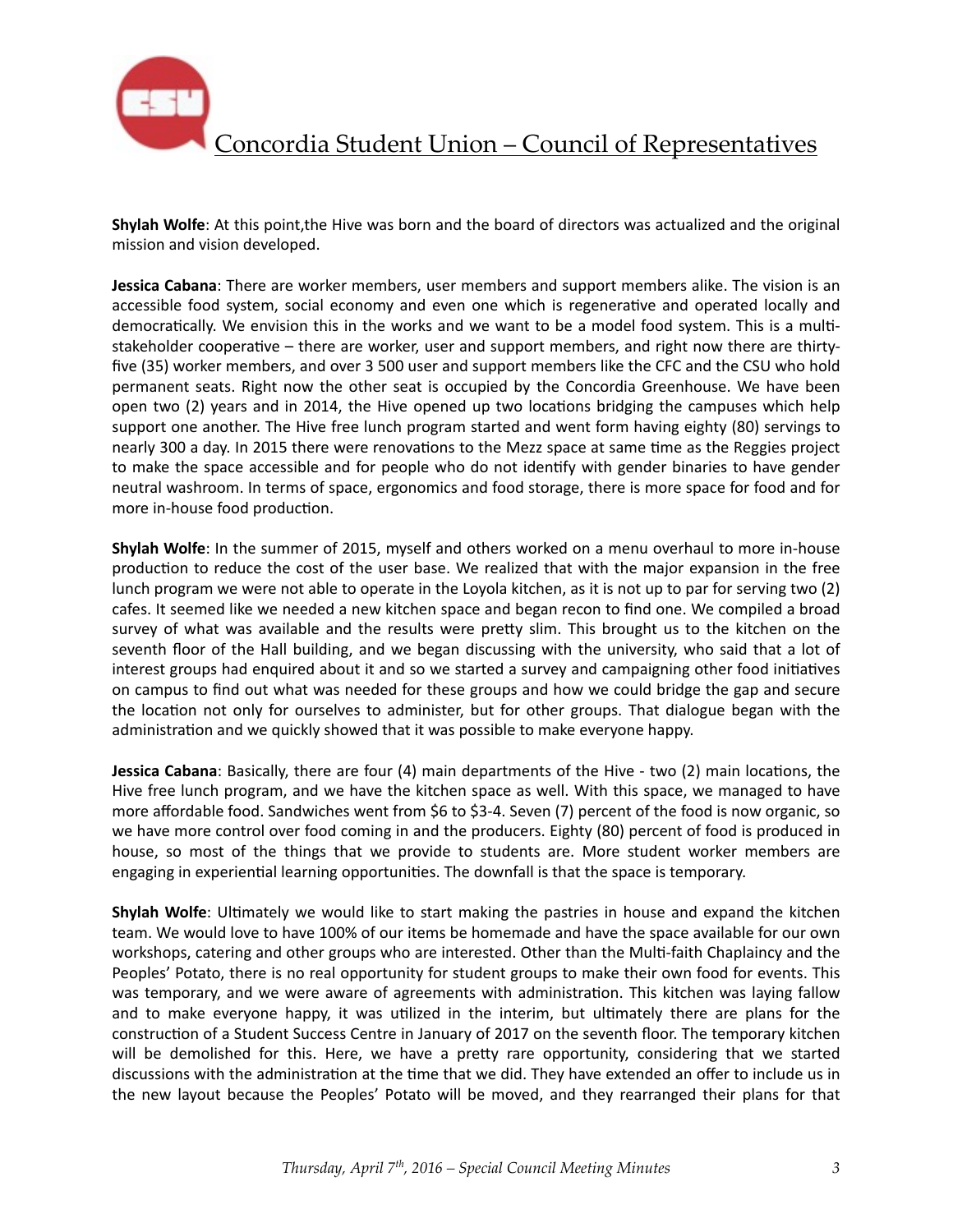**Shylah Wolfe**: At this point,the Hive was born and the board of directors was actualized and the original mission and vision developed.

**Jessica Cabana**: There are worker members, user members and support members alike. The vision is an accessible food system, social economy and even one which is regenerative and operated locally and democratically. We envision this in the works and we want to be a model food system. This is a multi-stakeholder cooperative – there are worker, user and support members, and right now there are thirty-five (35) worker members, and over 3 500 user and support members like the CFC and the CSU who hold permanent seats. Right now the other seat is occupied by the Concordia Greenhouse. We have been open two (2) years and in 2014, the Hive opened up two locations bridging the campuses which help support one another. The Hive free lunch program started and went form having eighty (80) servings to nearly 300 a day. In 2015 there were renovations to the Mezz space at same time as the Reggies project to make the space accessible and for people who do not identify with gender binaries to have gender neutral washroom. In terms of space, ergonomics and food storage, there is more space for food and for more in-house food production.

**Shylah Wolfe**: In the summer of 2015, myself and others worked on a menu overhaul to more in-house production to reduce the cost of the user base. We realized that with the major expansion in the free lunch program we were not able to operate in the Loyola kitchen, as it is not up to par for serving two (2) cafes. It seemed like we needed a new kitchen space and began recon to find one. We compiled a broad survey of what was available and the results were pretty slim. This brought us to the kitchen on the seventh floor of the Hall building, and we began discussing with the university, who said that a lot of interest groups had enquired about it and so we started a survey and campaigning other food initiatives on campus to find out what was needed for these groups and how we could bridge the gap and secure the location not only for ourselves to administer, but for other groups. That dialogue began with the administration and we quickly showed that it was possible to make everyone happy.

**Jessica Cabana**: Basically, there are four (4) main departments of the Hive - two (2) main locations, the Hive free lunch program, and we have the kitchen space as well. With this space, we managed to have more affordable food. Sandwiches went from $6 to $3-4. Seven (7) percent of the food is now organic, so we have more control over food coming in and the producers. Eighty (80) percent of food is produced in house, so most of the things that we provide to students are. More student worker members are engaging in experiential learning opportunities. The downfall is that the space is temporary.

**Shylah Wolfe**: Ultimately we would like to start making the pastries in house and expand the kitchen team. We would love to have 100% of our items be homemade and have the space available for our own workshops, catering and other groups who are interested. Other than the Multi-faith Chaplaincy and the Peoples' Potato, there is no real opportunity for student groups to make their own food for events. This was temporary, and we were aware of agreements with administration. This kitchen was laying fallow and to make everyone happy, it was utilized in the interim, but ultimately there are plans for the construction of a Student Success Centre in January of 2017 on the seventh floor. The temporary kitchen will be demolished for this. Here, we have a pretty rare opportunity, considering that we started discussions with the administration at the time that we did. They have extended an offer to include us in the new layout because the Peoples' Potato will be moved, and they rearranged their plans for that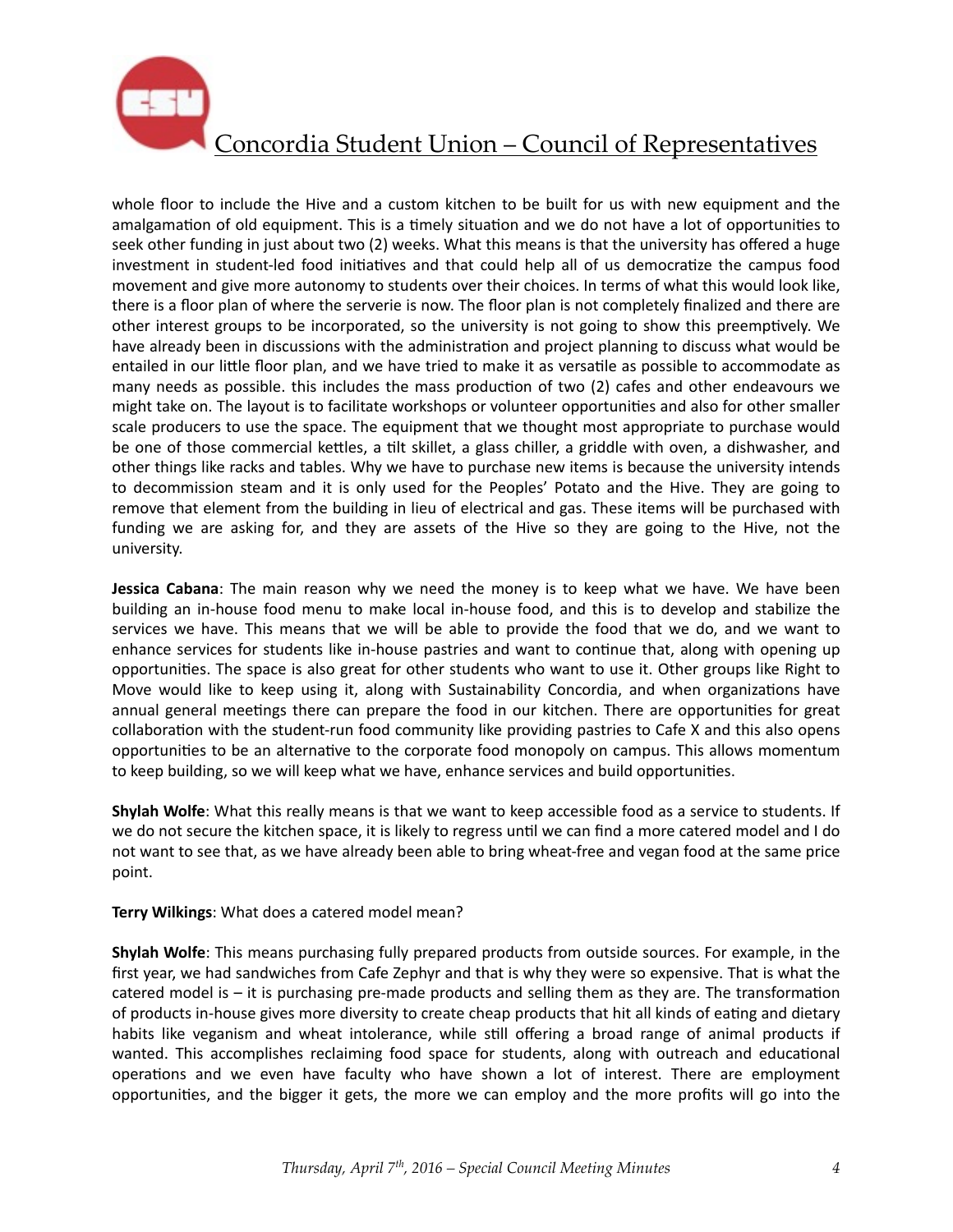whole floor to include the Hive and a custom kitchen to be built for us with new equipment and the amalgamation of old equipment. This is a timely situation and we do not have a lot of opportunities to seek other funding in just about two (2) weeks. What this means is that the university has offered a huge investment in student-led food initiatives and that could help all of us democratize the campus food movement and give more autonomy to students over their choices. In terms of what this would look like, there is a floor plan of where the serverie is now. The floor plan is not completely finalized and there are other interest groups to be incorporated, so the university is not going to show this preemptively. We have already been in discussions with the administration and project planning to discuss what would be entailed in our little floor plan, and we have tried to make it as versatile as possible to accommodate as many needs as possible. this includes the mass production of two (2) cafes and other endeavours we might take on. The layout is to facilitate workshops or volunteer opportunities and also for other smaller scale producers to use the space. The equipment that we thought most appropriate to purchase would be one of those commercial kettles, a tilt skillet, a glass chiller, a griddle with oven, a dishwasher, and other things like racks and tables. Why we have to purchase new items is because the university intends to decommission steam and it is only used for the Peoples' Potato and the Hive. They are going to remove that element from the building in lieu of electrical and gas. These items will be purchased with funding we are asking for, and they are assets of the Hive so they are going to the Hive, not the university.

**Jessica Cabana**: The main reason why we need the money is to keep what we have. We have been building an in-house food menu to make local in-house food, and this is to develop and stabilize the services we have. This means that we will be able to provide the food that we do, and we want to enhance services for students like in-house pastries and want to continue that, along with opening up opportunities. The space is also great for other students who want to use it. Other groups like Right to Move would like to keep using it, along with Sustainability Concordia, and when organizations have annual general meetings there can prepare the food in our kitchen. There are opportunities for great collaboration with the student-run food community like providing pastries to Cafe X and this also opens opportunities to be an alternative to the corporate food monopoly on campus. This allows momentum to keep building, so we will keep what we have, enhance services and build opportunities.

**Shylah Wolfe**: What this really means is that we want to keep accessible food as a service to students. If we do not secure the kitchen space, it is likely to regress until we can find a more catered model and I do not want to see that, as we have already been able to bring wheat-free and vegan food at the same price point.

**Terry Wilkings**: What does a catered model mean?

**Shylah Wolfe**: This means purchasing fully prepared products from outside sources. For example, in the first year, we had sandwiches from Cafe Zephyr and that is why they were so expensive. That is what the catered model is – it is purchasing pre-made products and selling them as they are. The transformation of products in-house gives more diversity to create cheap products that hit all kinds of eating and dietary habits like veganism and wheat intolerance, while still offering a broad range of animal products if wanted. This accomplishes reclaiming food space for students, along with outreach and educational operations and we even have faculty who have shown a lot of interest. There are employment opportunities, and the bigger it gets, the more we can employ and the more profits will go into the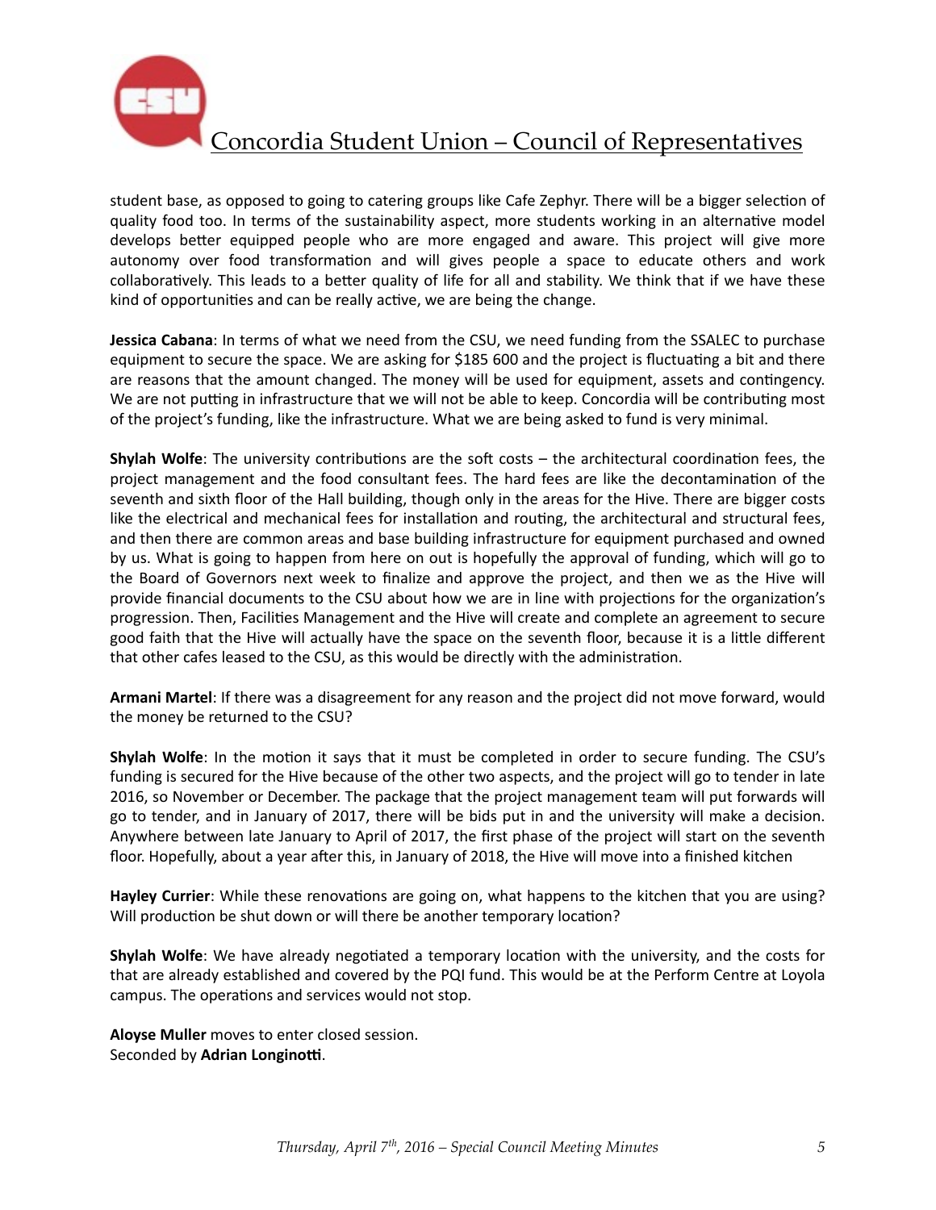student base, as opposed to going to catering groups like Cafe Zephyr. There will be a bigger selection of quality food too. In terms of the sustainability aspect, more students working in an alternative model develops better equipped people who are more engaged and aware. This project will give more autonomy over food transformation and will gives people a space to educate others and work collaboratively. This leads to a better quality of life for all and stability. We think that if we have these kind of opportunities and can be really active, we are being the change.

**Jessica Cabana**: In terms of what we need from the CSU, we need funding from the SSALEC to purchase equipment to secure the space. We are asking for $185 600 and the project is fluctuating a bit and there are reasons that the amount changed. The money will be used for equipment, assets and contingency. We are not putting in infrastructure that we will not be able to keep. Concordia will be contributing most of the project's funding, like the infrastructure. What we are being asked to fund is very minimal.

**Shylah Wolfe**: The university contributions are the soft costs – the architectural coordination fees, the project management and the food consultant fees. The hard fees are like the decontamination of the seventh and sixth floor of the Hall building, though only in the areas for the Hive. There are bigger costs like the electrical and mechanical fees for installation and routing, the architectural and structural fees, and then there are common areas and base building infrastructure for equipment purchased and owned by us. What is going to happen from here on out is hopefully the approval of funding, which will go to the Board of Governors next week to finalize and approve the project, and then we as the Hive will provide financial documents to the CSU about how we are in line with projections for the organization's progression. Then, Facilities Management and the Hive will create and complete an agreement to secure good faith that the Hive will actually have the space on the seventh floor, because it is a little different that other cafes leased to the CSU, as this would be directly with the administration.

**Armani Martel**: If there was a disagreement for any reason and the project did not move forward, would the money be returned to the CSU?

**Shylah Wolfe**: In the motion it says that it must be completed in order to secure funding. The CSU's funding is secured for the Hive because of the other two aspects, and the project will go to tender in late 2016, so November or December. The package that the project management team will put forwards will go to tender, and in January of 2017, there will be bids put in and the university will make a decision. Anywhere between late January to April of 2017, the first phase of the project will start on the seventh floor. Hopefully, about a year after this, in January of 2018, the Hive will move into a finished kitchen

**Hayley Currier**: While these renovations are going on, what happens to the kitchen that you are using? Will production be shut down or will there be another temporary location?

**Shylah Wolfe**: We have already negotiated a temporary location with the university, and the costs for that are already established and covered by the PQI fund. This would be at the Perform Centre at Loyola campus. The operations and services would not stop.

**Aloyse Muller** moves to enter closed session.
Seconded by **Adrian Longinotti**.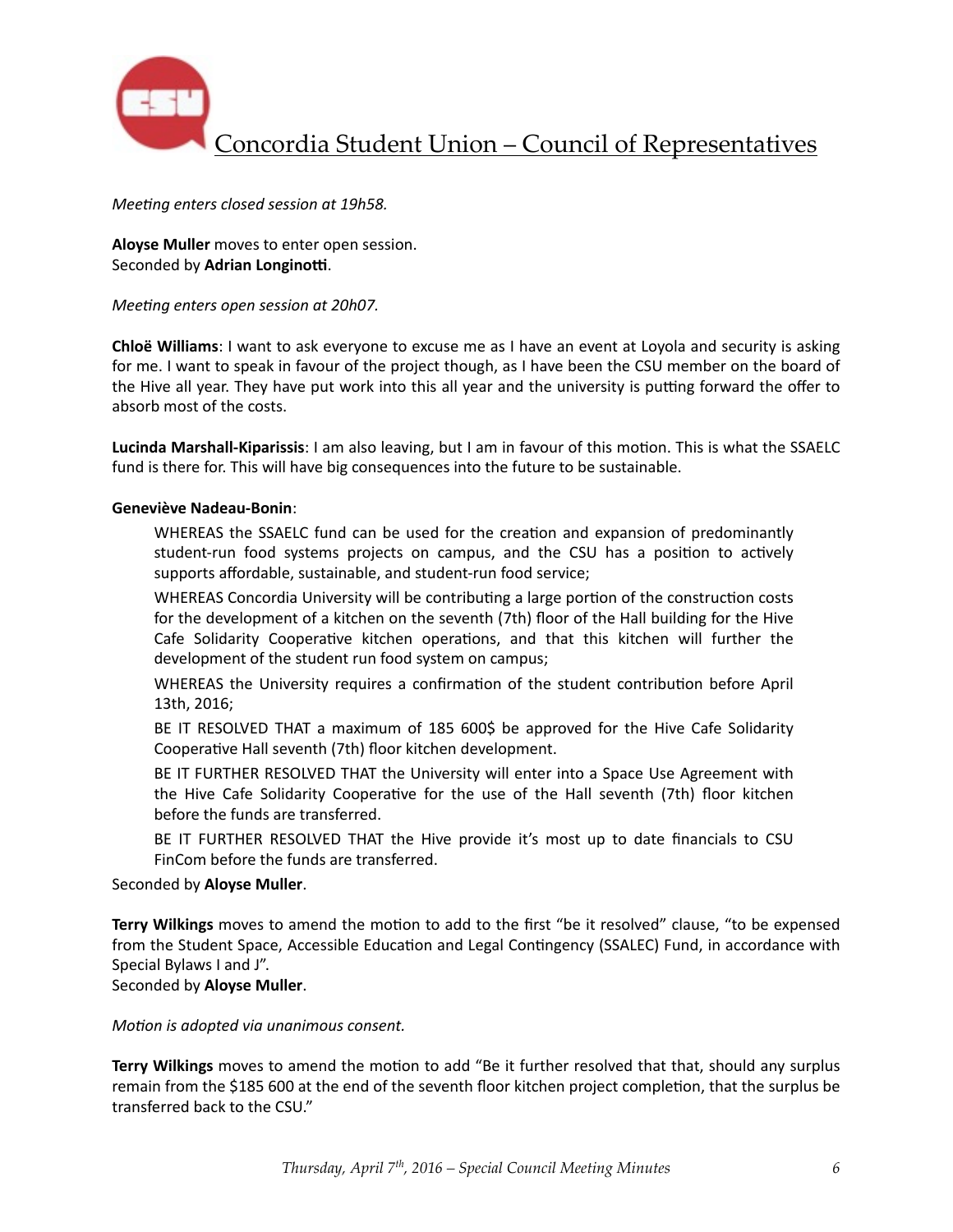*Meeting enters closed session at 19h58.*

**Aloyse Muller** moves to enter open session.
Seconded by **Adrian Longinotti**.

*Meeting enters open session at 20h07.*

**Chloë Williams**: I want to ask everyone to excuse me as I have an event at Loyola and security is asking for me. I want to speak in favour of the project though, as I have been the CSU member on the board of the Hive all year. They have put work into this all year and the university is putting forward the offer to absorb most of the costs.

**Lucinda Marshall-Kiparissis**: I am also leaving, but I am in favour of this motion. This is what the SSAELC fund is there for. This will have big consequences into the future to be sustainable.

**Geneviève Nadeau-Bonin**:

> WHEREAS the SSAELC fund can be used for the creation and expansion of predominantly student-run food systems projects on campus, and the CSU has a position to actively supports affordable, sustainable, and student-run food service;
>
> WHEREAS Concordia University will be contributing a large portion of the construction costs for the development of a kitchen on the seventh (7th) floor of the Hall building for the Hive Cafe Solidarity Cooperative kitchen operations, and that this kitchen will further the development of the student run food system on campus;
>
> WHEREAS the University requires a confirmation of the student contribution before April 13th, 2016;
>
> BE IT RESOLVED THAT a maximum of 185 600$ be approved for the Hive Cafe Solidarity Cooperative Hall seventh (7th) floor kitchen development.
>
> BE IT FURTHER RESOLVED THAT the University will enter into a Space Use Agreement with the Hive Cafe Solidarity Cooperative for the use of the Hall seventh (7th) floor kitchen before the funds are transferred.
>
> BE IT FURTHER RESOLVED THAT the Hive provide it's most up to date financials to CSU FinCom before the funds are transferred.

Seconded by **Aloyse Muller**.

**Terry Wilkings** moves to amend the motion to add to the first "be it resolved" clause, "to be expensed from the Student Space, Accessible Education and Legal Contingency (SSALEC) Fund, in accordance with Special Bylaws I and J".
Seconded by **Aloyse Muller**.

*Motion is adopted via unanimous consent.*

**Terry Wilkings** moves to amend the motion to add "Be it further resolved that that, should any surplus remain from the $185 600 at the end of the seventh floor kitchen project completion, that the surplus be transferred back to the CSU."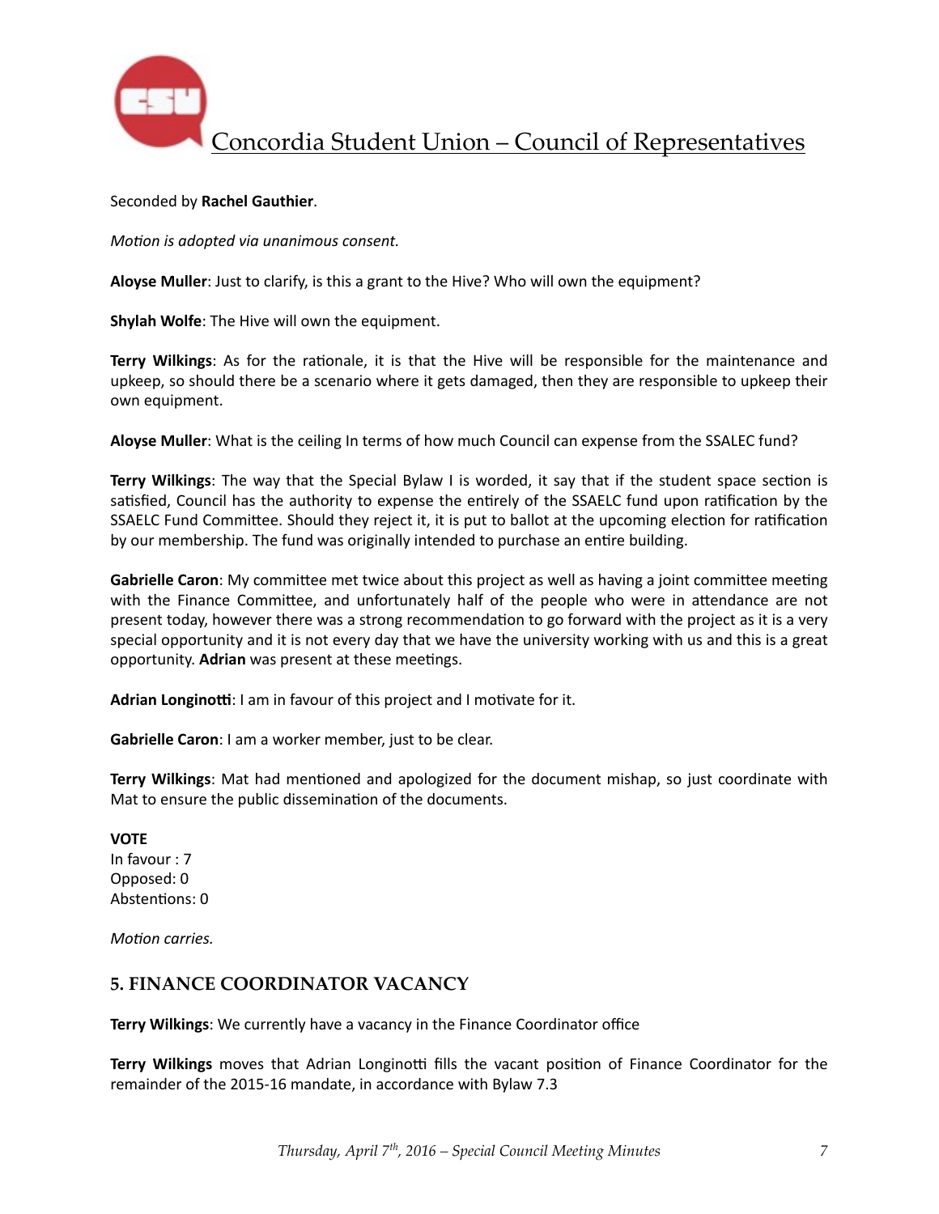Seconded by **Rachel Gauthier**.

*Motion is adopted via unanimous consent.*

**Aloyse Muller**: Just to clarify, is this a grant to the Hive? Who will own the equipment?

**Shylah Wolfe**: The Hive will own the equipment.

**Terry Wilkings**: As for the rationale, it is that the Hive will be responsible for the maintenance and upkeep, so should there be a scenario where it gets damaged, then they are responsible to upkeep their own equipment.

**Aloyse Muller**: What is the ceiling In terms of how much Council can expense from the SSALEC fund?

**Terry Wilkings**: The way that the Special Bylaw I is worded, it say that if the student space section is satisfied, Council has the authority to expense the entirely of the SSAELC fund upon ratification by the SSAELC Fund Committee. Should they reject it, it is put to ballot at the upcoming election for ratification by our membership. The fund was originally intended to purchase an entire building.

**Gabrielle Caron**: My committee met twice about this project as well as having a joint committee meeting with the Finance Committee, and unfortunately half of the people who were in attendance are not present today, however there was a strong recommendation to go forward with the project as it is a very special opportunity and it is not every day that we have the university working with us and this is a great opportunity. **Adrian** was present at these meetings.

**Adrian Longinotti**: I am in favour of this project and I motivate for it.

**Gabrielle Caron**: I am a worker member, just to be clear.

**Terry Wilkings**: Mat had mentioned and apologized for the document mishap, so just coordinate with Mat to ensure the public dissemination of the documents.

**VOTE**
In favour : 7
Opposed: 0
Abstentions: 0

*Motion carries.*

## 5. FINANCE COORDINATOR VACANCY

**Terry Wilkings**: We currently have a vacancy in the Finance Coordinator office

**Terry Wilkings** moves that Adrian Longinotti fills the vacant position of Finance Coordinator for the remainder of the 2015-16 mandate, in accordance with Bylaw 7.3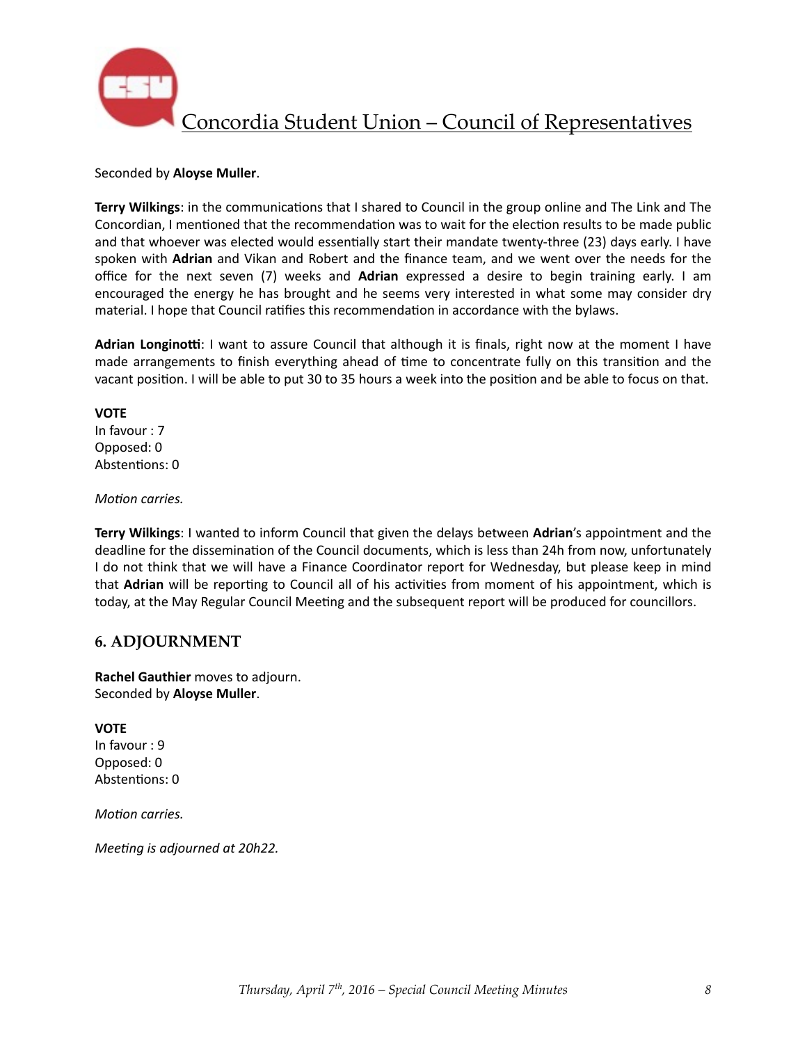Seconded by **Aloyse Muller**.

**Terry Wilkings**: in the communications that I shared to Council in the group online and The Link and The Concordian, I mentioned that the recommendation was to wait for the election results to be made public and that whoever was elected would essentially start their mandate twenty-three (23) days early. I have spoken with **Adrian** and Vikan and Robert and the finance team, and we went over the needs for the office for the next seven (7) weeks and **Adrian** expressed a desire to begin training early. I am encouraged the energy he has brought and he seems very interested in what some may consider dry material. I hope that Council ratifies this recommendation in accordance with the bylaws.

**Adrian Longinotti**: I want to assure Council that although it is finals, right now at the moment I have made arrangements to finish everything ahead of time to concentrate fully on this transition and the vacant position. I will be able to put 30 to 35 hours a week into the position and be able to focus on that.

**VOTE**
In favour : 7
Opposed: 0
Abstentions: 0

*Motion carries.*

**Terry Wilkings**: I wanted to inform Council that given the delays between **Adrian**'s appointment and the deadline for the dissemination of the Council documents, which is less than 24h from now, unfortunately I do not think that we will have a Finance Coordinator report for Wednesday, but please keep in mind that **Adrian** will be reporting to Council all of his activities from moment of his appointment, which is today, at the May Regular Council Meeting and the subsequent report will be produced for councillors.

## 6. ADJOURNMENT

**Rachel Gauthier** moves to adjourn.
Seconded by **Aloyse Muller**.

**VOTE**
In favour : 9
Opposed: 0
Abstentions: 0

*Motion carries.*

*Meeting is adjourned at 20h22.*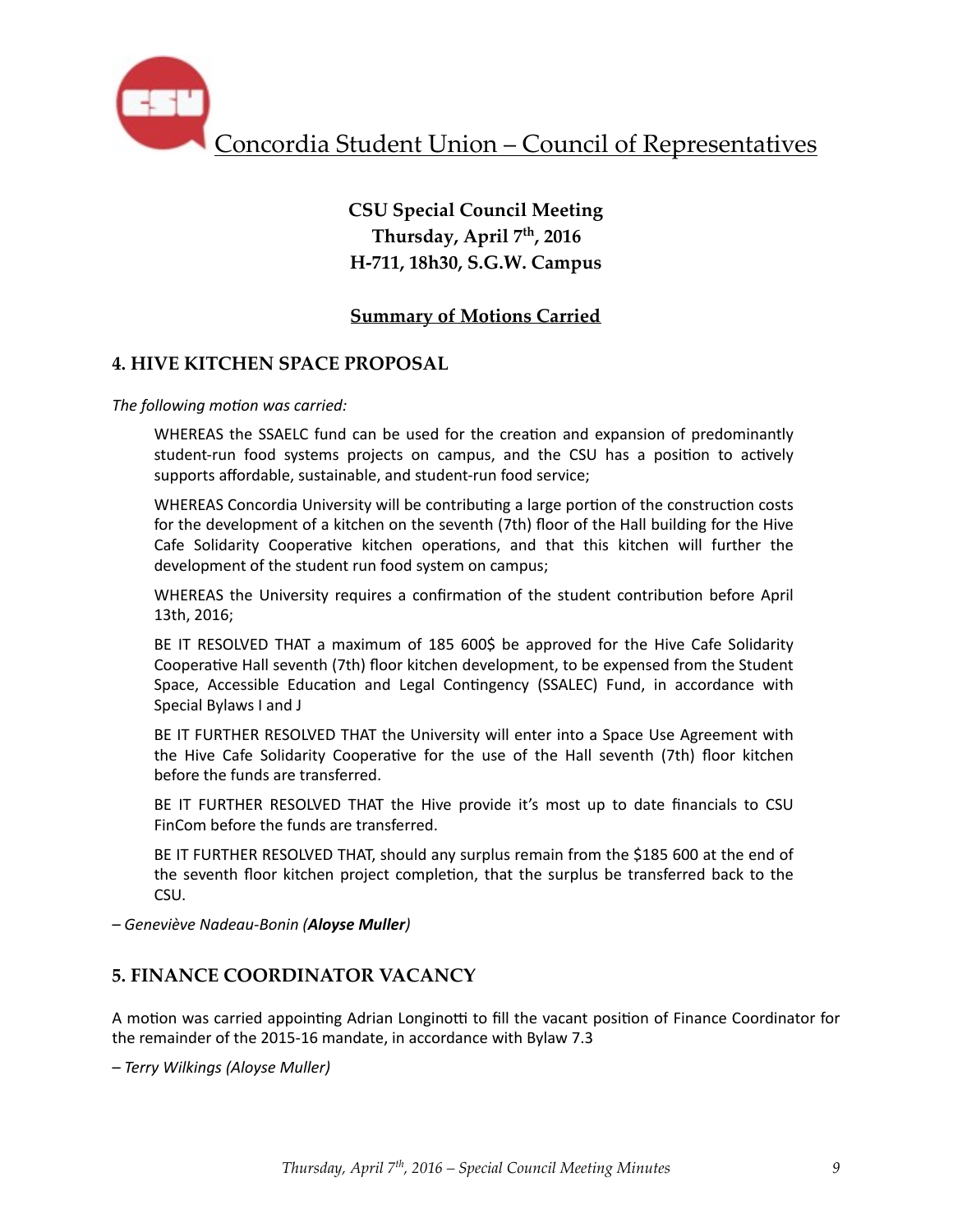Concordia Student Union – Council of Representatives

**CSU Special Council Meeting**
**Thursday, April 7th, 2016**
**H-711, 18h30, S.G.W. Campus**

**Summary of Motions Carried**

## 4. HIVE KITCHEN SPACE PROPOSAL

*The following motion was carried:*

> WHEREAS the SSAELC fund can be used for the creation and expansion of predominantly student-run food systems projects on campus, and the CSU has a position to actively supports affordable, sustainable, and student-run food service;
>
> WHEREAS Concordia University will be contributing a large portion of the construction costs for the development of a kitchen on the seventh (7th) floor of the Hall building for the Hive Cafe Solidarity Cooperative kitchen operations, and that this kitchen will further the development of the student run food system on campus;
>
> WHEREAS the University requires a confirmation of the student contribution before April 13th, 2016;
>
> BE IT RESOLVED THAT a maximum of 185 600$ be approved for the Hive Cafe Solidarity Cooperative Hall seventh (7th) floor kitchen development, to be expensed from the Student Space, Accessible Education and Legal Contingency (SSALEC) Fund, in accordance with Special Bylaws I and J
>
> BE IT FURTHER RESOLVED THAT the University will enter into a Space Use Agreement with the Hive Cafe Solidarity Cooperative for the use of the Hall seventh (7th) floor kitchen before the funds are transferred.
>
> BE IT FURTHER RESOLVED THAT the Hive provide it's most up to date financials to CSU FinCom before the funds are transferred.
>
> BE IT FURTHER RESOLVED THAT, should any surplus remain from the $185 600 at the end of the seventh floor kitchen project completion, that the surplus be transferred back to the CSU.

*– Geneviève Nadeau-Bonin (**Aloyse Muller**)*

## 5. FINANCE COORDINATOR VACANCY

A motion was carried appointing Adrian Longinotti to fill the vacant position of Finance Coordinator for the remainder of the 2015-16 mandate, in accordance with Bylaw 7.3

*– Terry Wilkings (Aloyse Muller)*